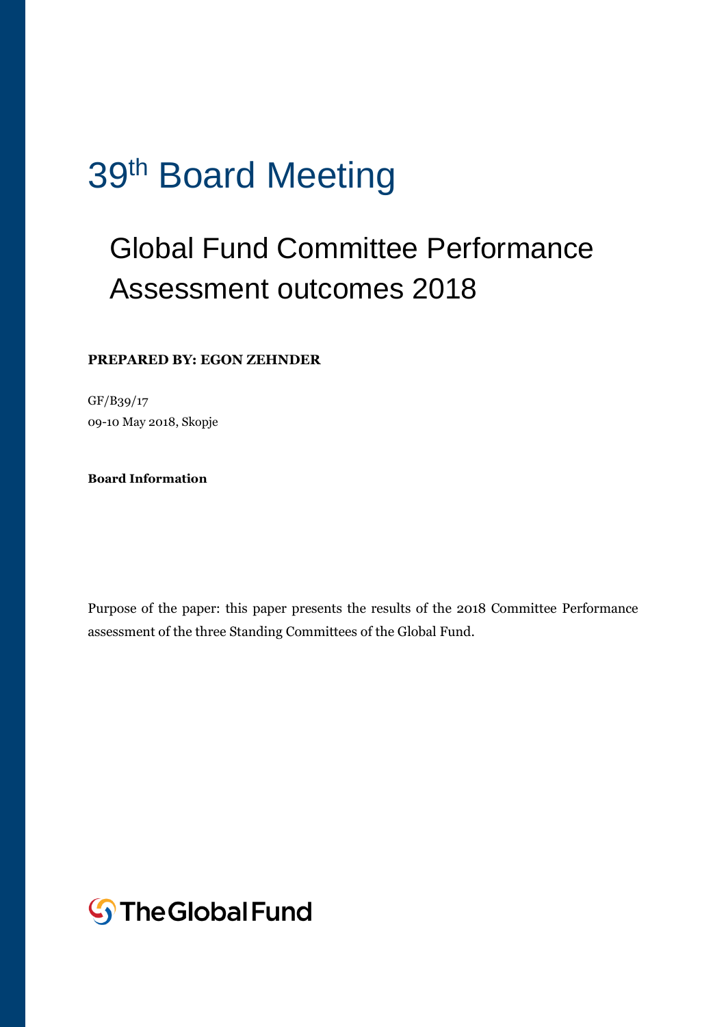# 39th Board Meeting

## Global Fund Committee Performance Assessment outcomes 2018

**PREPARED BY: EGON ZEHNDER**

GF/B39/17
09-10 May 2018, Skopje

**Board Information**

Purpose of the paper: this paper presents the results of the 2018 Committee Performance assessment of the three Standing Committees of the Global Fund.

The Global Fund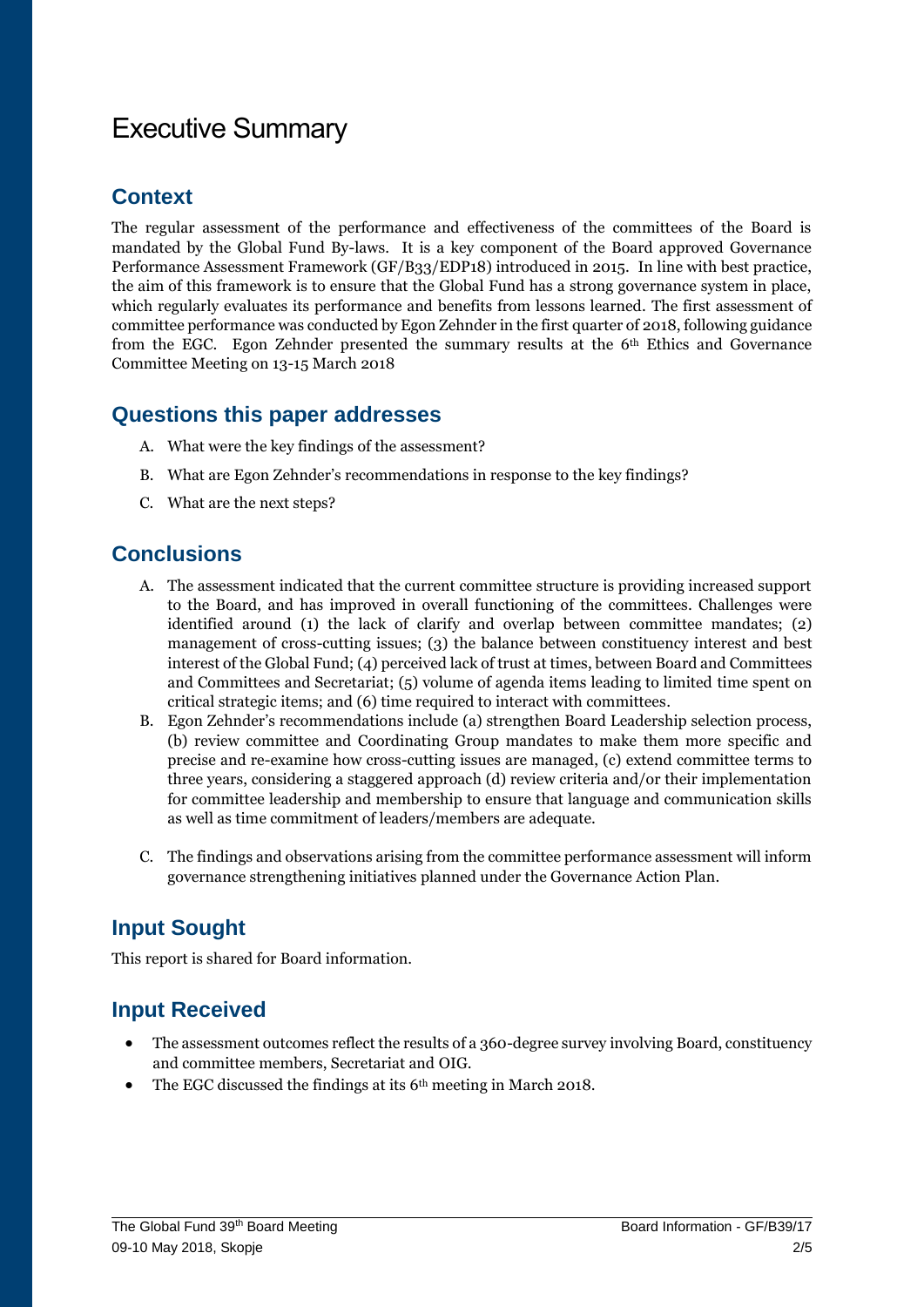# Executive Summary

## Context

The regular assessment of the performance and effectiveness of the committees of the Board is mandated by the Global Fund By-laws. It is a key component of the Board approved Governance Performance Assessment Framework (GF/B33/EDP18) introduced in 2015. In line with best practice, the aim of this framework is to ensure that the Global Fund has a strong governance system in place, which regularly evaluates its performance and benefits from lessons learned. The first assessment of committee performance was conducted by Egon Zehnder in the first quarter of 2018, following guidance from the EGC. Egon Zehnder presented the summary results at the 6th Ethics and Governance Committee Meeting on 13-15 March 2018

## Questions this paper addresses

A. What were the key findings of the assessment?

B. What are Egon Zehnder's recommendations in response to the key findings?

C. What are the next steps?

## Conclusions

A. The assessment indicated that the current committee structure is providing increased support to the Board, and has improved in overall functioning of the committees. Challenges were identified around (1) the lack of clarify and overlap between committee mandates; (2) management of cross-cutting issues; (3) the balance between constituency interest and best interest of the Global Fund; (4) perceived lack of trust at times, between Board and Committees and Committees and Secretariat; (5) volume of agenda items leading to limited time spent on critical strategic items; and (6) time required to interact with committees.

B. Egon Zehnder's recommendations include (a) strengthen Board Leadership selection process, (b) review committee and Coordinating Group mandates to make them more specific and precise and re-examine how cross-cutting issues are managed, (c) extend committee terms to three years, considering a staggered approach (d) review criteria and/or their implementation for committee leadership and membership to ensure that language and communication skills as well as time commitment of leaders/members are adequate.

C. The findings and observations arising from the committee performance assessment will inform governance strengthening initiatives planned under the Governance Action Plan.

## Input Sought

This report is shared for Board information.

## Input Received

- The assessment outcomes reflect the results of a 360-degree survey involving Board, constituency and committee members, Secretariat and OIG.
- The EGC discussed the findings at its 6th meeting in March 2018.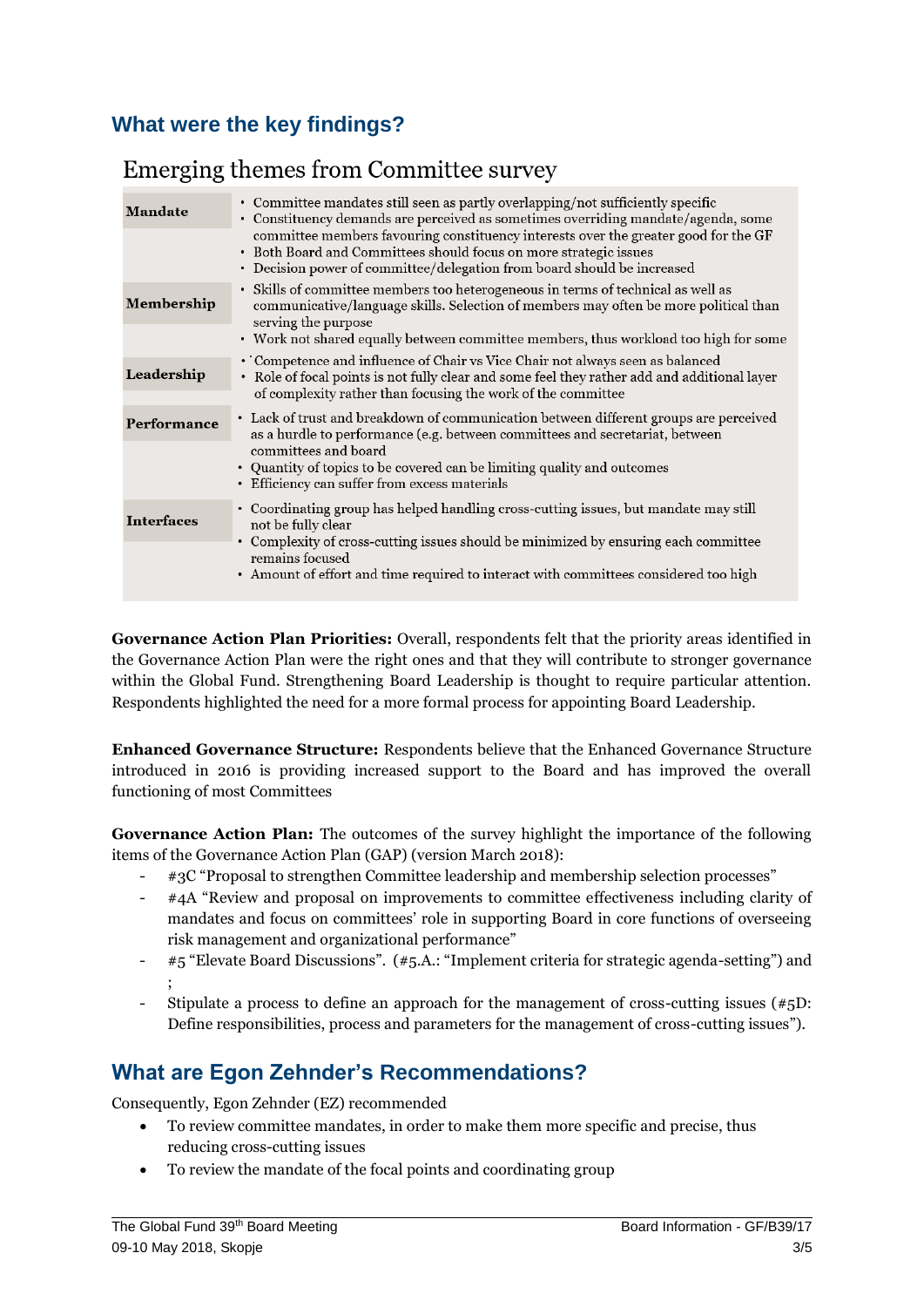## What were the key findings?

### Emerging themes from Committee survey

| | |
|---|---|
| **Mandate** | • Committee mandates still seen as partly overlapping/not sufficiently specific<br>• Constituency demands are perceived as sometimes overriding mandate/agenda, some committee members favouring constituency interests over the greater good for the GF<br>• Both Board and Committees should focus on more strategic issues<br>• Decision power of committee/delegation from board should be increased |
| **Membership** | • Skills of committee members too heterogeneous in terms of technical as well as communicative/language skills. Selection of members may often be more political than serving the purpose<br>• Work not shared equally between committee members, thus workload too high for some |
| **Leadership** | • Competence and influence of Chair vs Vice Chair not always seen as balanced<br>• Role of focal points is not fully clear and some feel they rather add and additional layer of complexity rather than focusing the work of the committee |
| **Performance** | • Lack of trust and breakdown of communication between different groups are perceived as a hurdle to performance (e.g. between committees and secretariat, between committees and board<br>• Quantity of topics to be covered can be limiting quality and outcomes<br>• Efficiency can suffer from excess materials |
| **Interfaces** | • Coordinating group has helped handling cross-cutting issues, but mandate may still not be fully clear<br>• Complexity of cross-cutting issues should be minimized by ensuring each committee remains focused<br>• Amount of effort and time required to interact with committees considered too high |

**Governance Action Plan Priorities:** Overall, respondents felt that the priority areas identified in the Governance Action Plan were the right ones and that they will contribute to stronger governance within the Global Fund. Strengthening Board Leadership is thought to require particular attention. Respondents highlighted the need for a more formal process for appointing Board Leadership.

**Enhanced Governance Structure:** Respondents believe that the Enhanced Governance Structure introduced in 2016 is providing increased support to the Board and has improved the overall functioning of most Committees

**Governance Action Plan:** The outcomes of the survey highlight the importance of the following items of the Governance Action Plan (GAP) (version March 2018):

- #3C "Proposal to strengthen Committee leadership and membership selection processes"
- #4A "Review and proposal on improvements to committee effectiveness including clarity of mandates and focus on committees' role in supporting Board in core functions of overseeing risk management and organizational performance"
- #5 "Elevate Board Discussions". (#5.A.: "Implement criteria for strategic agenda-setting") and ;
- Stipulate a process to define an approach for the management of cross-cutting issues (#5D: Define responsibilities, process and parameters for the management of cross-cutting issues").

## What are Egon Zehnder's Recommendations?

Consequently, Egon Zehnder (EZ) recommended

- To review committee mandates, in order to make them more specific and precise, thus reducing cross-cutting issues
- To review the mandate of the focal points and coordinating group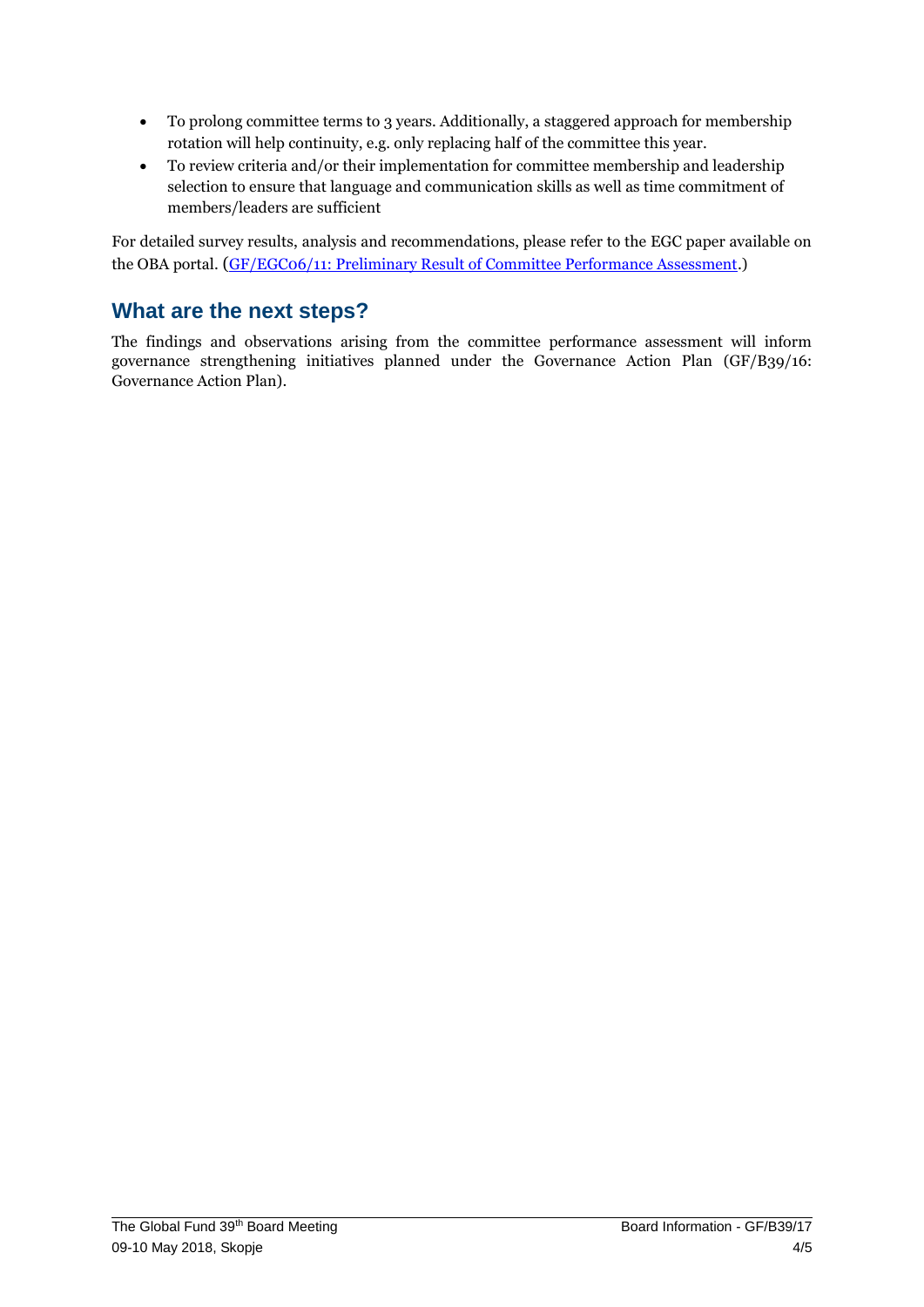- To prolong committee terms to 3 years. Additionally, a staggered approach for membership rotation will help continuity, e.g. only replacing half of the committee this year.
- To review criteria and/or their implementation for committee membership and leadership selection to ensure that language and communication skills as well as time commitment of members/leaders are sufficient

For detailed survey results, analysis and recommendations, please refer to the EGC paper available on the OBA portal. (GF/EGC06/11: Preliminary Result of Committee Performance Assessment.)

## What are the next steps?

The findings and observations arising from the committee performance assessment will inform governance strengthening initiatives planned under the Governance Action Plan (GF/B39/16: Governance Action Plan).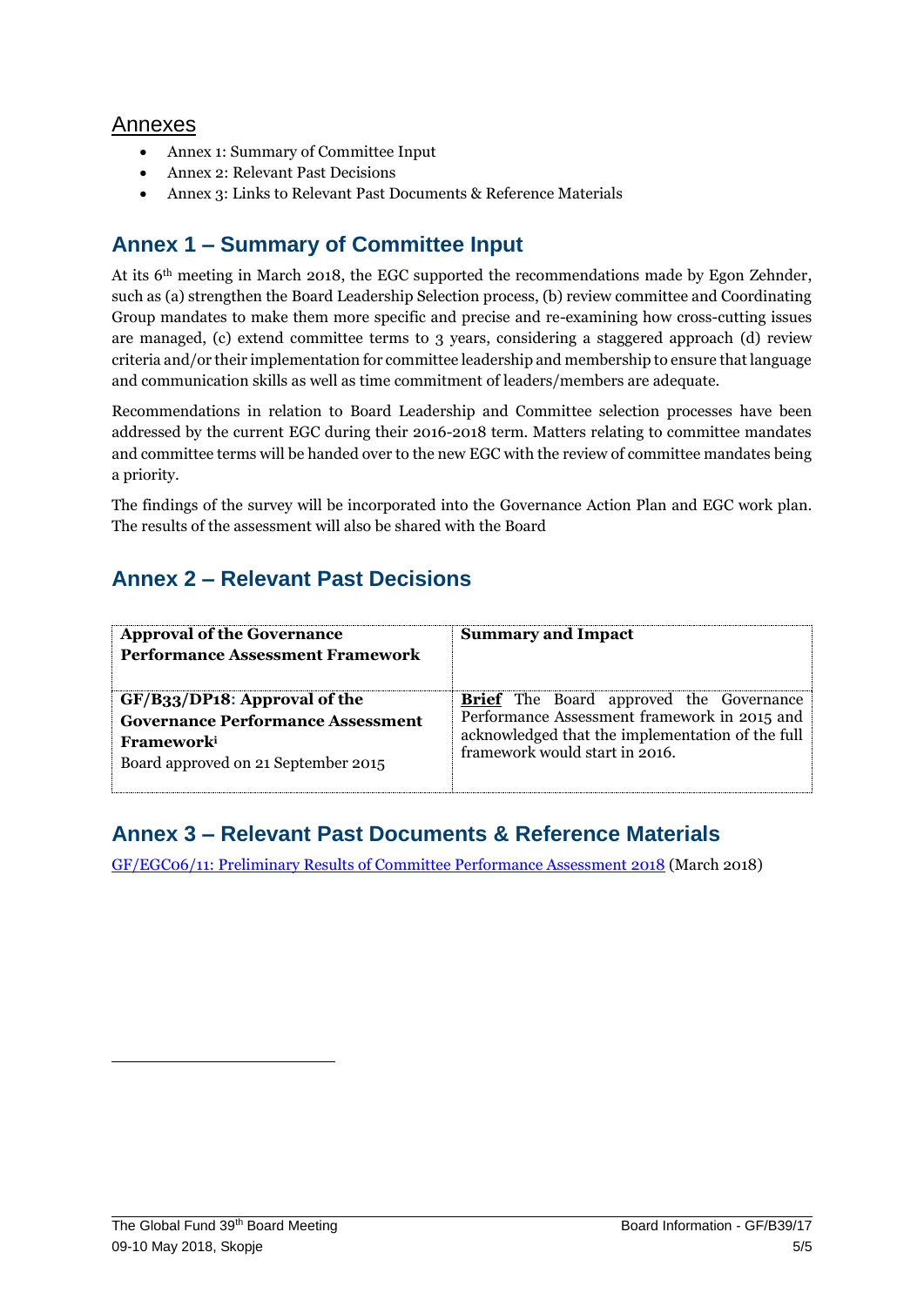## Annexes

- Annex 1: Summary of Committee Input
- Annex 2: Relevant Past Decisions
- Annex 3: Links to Relevant Past Documents & Reference Materials

## Annex 1 – Summary of Committee Input

At its 6th meeting in March 2018, the EGC supported the recommendations made by Egon Zehnder, such as (a) strengthen the Board Leadership Selection process, (b) review committee and Coordinating Group mandates to make them more specific and precise and re-examining how cross-cutting issues are managed, (c) extend committee terms to 3 years, considering a staggered approach (d) review criteria and/or their implementation for committee leadership and membership to ensure that language and communication skills as well as time commitment of leaders/members are adequate.

Recommendations in relation to Board Leadership and Committee selection processes have been addressed by the current EGC during their 2016-2018 term. Matters relating to committee mandates and committee terms will be handed over to the new EGC with the review of committee mandates being a priority.

The findings of the survey will be incorporated into the Governance Action Plan and EGC work plan. The results of the assessment will also be shared with the Board

## Annex 2 – Relevant Past Decisions

| **Approval of the Governance Performance Assessment Framework** | **Summary and Impact** |
| --- | --- |
| **GF/B33/DP18: Approval of the Governance Performance Assessment Framework**[i] Board approved on 21 September 2015 | **Brief** The Board approved the Governance Performance Assessment framework in 2015 and acknowledged that the implementation of the full framework would start in 2016. |

## Annex 3 – Relevant Past Documents & Reference Materials

GF/EGC06/11: Preliminary Results of Committee Performance Assessment 2018 (March 2018)